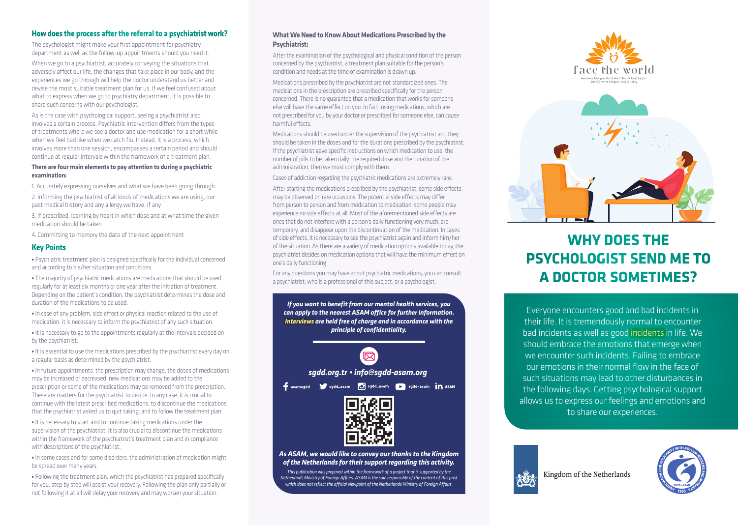## How does the process after the referral to a psychiatrist work?

The psychologist might make your first appointment for psychiatry department as well as the follow-up appointments should you need it.

When we go to a psychiatrist, accurately conveying the situations that adversely affect our life, the changes that take place in our body, and the experiences we go through will help the doctor understand us better and devise the most suitable treatment plan for us. If we feel confused about what to express when we go to psychiatry department, it is possible to share such concerns with our psychologist.

As is the case with psychological support, seeing a psychiatrist also involves a certain process. Psychiatric intervention differs from the types of treatments where we see a doctor and use medication for a short while when we feel bad like when we catch flu. Instead, it is a process, which involves more than one session, encompasses a certain period and should continue at regular intervals within the framework of a treatment plan.

**There are four main elements to pay attention to during a psychiatric examination:**

1. Accurately expressing ourselves and what we have been going through
2. Informing the psychiatrist of all kinds of medications we are using, our past medical history and any allergy we have, if any
3. If prescribed, learning by heart in which dose and at what time the given medication should be taken
4. Committing to memory the date of the next appointment

## Key Points

- Psychiatric treatment plan is designed specifically for the individual concerned and according to his/her situation and conditions.
- The majority of psychiatric medications are medications that should be used regularly for at least six months or one year after the initiation of treatment. Depending on the patient's condition, the psychiatrist determines the dose and duration of the medications to be used.
- In case of any problem, side effect or physical reaction related to the use of medication, it is necessary to inform the psychiatrist of any such situation.
- It is necessary to go to the appointments regularly at the intervals decided on by the psychiatrist.
- It is essential to use the medications prescribed by the psychiatrist every day on a regular basis as determined by the psychiatrist.
- In future appointments, the prescription may change, the doses of medications may be increased or decreased, new medications may be added to the prescription or some of the medications may be removed from the prescription. These are matters for the psychiatrist to decide. In any case, it is crucial to continue with the latest prescribed medications, to discontinue the medications that the psychiatrist asked us to quit taking, and to follow the treatment plan.
- It is necessary to start and to continue taking medications under the supervision of the psychiatrist. It is also crucial to discontinue the medications within the framework of the psychiatrist's treatment plan and in compliance with descriptions of the psychiatrist.
- In some cases and for some disorders, the administration of medication might be spread over many years.
- Following the treatment plan, which the psychiatrist has prepared specifically for you, step by step will assist your recovery. Following the plan only partially or not following it at all will delay your recovery and may worsen your situation.

### What We Need to Know About Medications Prescribed by the Psychiatrist:

After the examination of the psychological and physical condition of the person concerned by the psychiatrist, a treatment plan suitable for the person's condition and needs at the time of examination is drawn up.

Medications prescribed by the psychiatrist are not standardized ones. The medications in the prescription are prescribed specifically for the person concerned. There is no guarantee that a medication that works for someone else will have the same effect on you. In fact, using medications, which are not prescribed for you by your doctor or prescribed for someone else, can cause harmful effects.

Medications should be used under the supervision of the psychiatrist and they should be taken in the doses and for the durations prescribed by the psychiatrist. If the psychiatrist gave specific instructions on which medication to use, the number of pills to be taken daily, the required dose and the duration of the administration, then we must comply with them.

Cases of addiction regarding the psychiatric medications are extremely rare.

After starting the medications prescribed by the psychiatrist, some side effects may be observed on rare occasions. The potential side effects may differ from person to person and from medication to medication; some people may experience no side effects at all. Most of the aforementioned side effects are ones that do not interfere with a person's daily functioning very much, are temporary, and disappear upon the discontinuation of the medication. In cases of side effects, it is necessary to see the psychiatrist again and inform him/her of the situation. As there are a variety of medication options available today, the psychiatrist decides on medication options that will have the minimum effect on one's daily functioning.

For any questions you may have about psychiatric medications, you can consult a psychiatrist, who is a professional of this subject, or a psychologist.

***If you want to benefit from our mental health services, you can apply to the nearest ASAM office for further information. Interviews are held free of charge and in accordance with the principle of confidentiality.***

***sgdd.org.tr • info@sgdd-asam.org***

asamsgdd | sgdd_asam | sgdd_asam | sgdd-asam | ASAM

***As ASAM, we would like to convey our thanks to the Kingdom of the Netherlands for their support regarding this activity.***

*This publication was prepared within the framework of a project that is supported by the Netherlands Ministry of Foreign Affairs. ASAM is the sole responsible of the content of this post which does not reflect the official viewpoint of the Netherlands Ministry of Foreign Affairs.*

face the world

Awareness Raising on Mental Health Psycho-Social Support (MHPSS) for the Refugees Living in Turkey

# WHY DOES THE PSYCHOLOGIST SEND ME TO A DOCTOR SOMETIMES?

Everyone encounters good and bad incidents in their life. It is tremendously normal to encounter bad incidents as well as good incidents in life. We should embrace the emotions that emerge when we encounter such incidents. Failing to embrace our emotions in their normal flow in the face of such situations may lead to other disturbances in the following days. Getting psychological support allows us to express our feelings and emotions and to share our experiences.

Kingdom of the Netherlands

ASSOCIATION FOR SOLIDARITY WITH ASYLUM SEEKERS AND MIGRANTS SGDD - ASAM 1995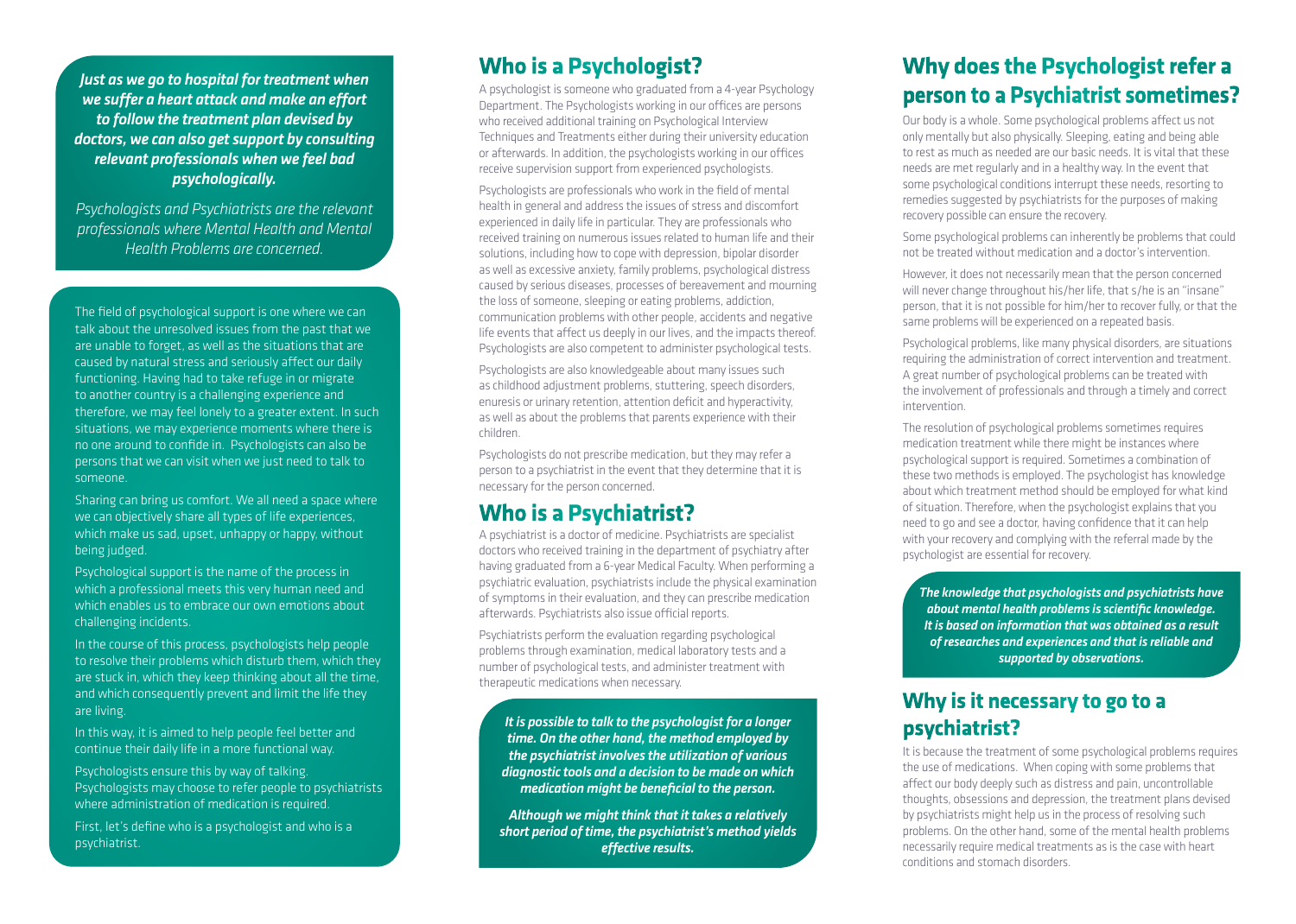***Just as we go to hospital for treatment when we suffer a heart attack and make an effort to follow the treatment plan devised by doctors, we can also get support by consulting relevant professionals when we feel bad psychologically.***

*Psychologists and Psychiatrists are the relevant professionals where Mental Health and Mental Health Problems are concerned.*

The field of psychological support is one where we can talk about the unresolved issues from the past that we are unable to forget, as well as the situations that are caused by natural stress and seriously affect our daily functioning. Having had to take refuge in or migrate to another country is a challenging experience and therefore, we may feel lonely to a greater extent. In such situations, we may experience moments where there is no one around to confide in. Psychologists can also be persons that we can visit when we just need to talk to someone.

Sharing can bring us comfort. We all need a space where we can objectively share all types of life experiences, which make us sad, upset, unhappy or happy, without being judged.

Psychological support is the name of the process in which a professional meets this very human need and which enables us to embrace our own emotions about challenging incidents.

In the course of this process, psychologists help people to resolve their problems which disturb them, which they are stuck in, which they keep thinking about all the time, and which consequently prevent and limit the life they are living.

In this way, it is aimed to help people feel better and continue their daily life in a more functional way.

Psychologists ensure this by way of talking. Psychologists may choose to refer people to psychiatrists where administration of medication is required.

First, let's define who is a psychologist and who is a psychiatrist.

## Who is a Psychologist?

A psychologist is someone who graduated from a 4-year Psychology Department. The Psychologists working in our offices are persons who received additional training on Psychological Interview Techniques and Treatments either during their university education or afterwards. In addition, the psychologists working in our offices receive supervision support from experienced psychologists.

Psychologists are professionals who work in the field of mental health in general and address the issues of stress and discomfort experienced in daily life in particular. They are professionals who received training on numerous issues related to human life and their solutions, including how to cope with depression, bipolar disorder as well as excessive anxiety, family problems, psychological distress caused by serious diseases, processes of bereavement and mourning the loss of someone, sleeping or eating problems, addiction, communication problems with other people, accidents and negative life events that affect us deeply in our lives, and the impacts thereof. Psychologists are also competent to administer psychological tests.

Psychologists are also knowledgeable about many issues such as childhood adjustment problems, stuttering, speech disorders, enuresis or urinary retention, attention deficit and hyperactivity, as well as about the problems that parents experience with their children.

Psychologists do not prescribe medication, but they may refer a person to a psychiatrist in the event that they determine that it is necessary for the person concerned.

## Who is a Psychiatrist?

A psychiatrist is a doctor of medicine. Psychiatrists are specialist doctors who received training in the department of psychiatry after having graduated from a 6-year Medical Faculty. When performing a psychiatric evaluation, psychiatrists include the physical examination of symptoms in their evaluation, and they can prescribe medication afterwards. Psychiatrists also issue official reports.

Psychiatrists perform the evaluation regarding psychological problems through examination, medical laboratory tests and a number of psychological tests, and administer treatment with therapeutic medications when necessary.

***It is possible to talk to the psychologist for a longer time. On the other hand, the method employed by the psychiatrist involves the utilization of various diagnostic tools and a decision to be made on which medication might be beneficial to the person.***

***Although we might think that it takes a relatively short period of time, the psychiatrist's method yields effective results.***

## Why does the Psychologist refer a person to a Psychiatrist sometimes?

Our body is a whole. Some psychological problems affect us not only mentally but also physically. Sleeping, eating and being able to rest as much as needed are our basic needs. It is vital that these needs are met regularly and in a healthy way. In the event that some psychological conditions interrupt these needs, resorting to remedies suggested by psychiatrists for the purposes of making recovery possible can ensure the recovery.

Some psychological problems can inherently be problems that could not be treated without medication and a doctor's intervention.

However, it does not necessarily mean that the person concerned will never change throughout his/her life, that s/he is an "insane" person, that it is not possible for him/her to recover fully, or that the same problems will be experienced on a repeated basis.

Psychological problems, like many physical disorders, are situations requiring the administration of correct intervention and treatment. A great number of psychological problems can be treated with the involvement of professionals and through a timely and correct intervention.

The resolution of psychological problems sometimes requires medication treatment while there might be instances where psychological support is required. Sometimes a combination of these two methods is employed. The psychologist has knowledge about which treatment method should be employed for what kind of situation. Therefore, when the psychologist explains that you need to go and see a doctor, having confidence that it can help with your recovery and complying with the referral made by the psychologist are essential for recovery.

***The knowledge that psychologists and psychiatrists have about mental health problems is scientific knowledge. It is based on information that was obtained as a result of researches and experiences and that is reliable and supported by observations.***

## Why is it necessary to go to a psychiatrist?

It is because the treatment of some psychological problems requires the use of medications. When coping with some problems that affect our body deeply such as distress and pain, uncontrollable thoughts, obsessions and depression, the treatment plans devised by psychiatrists might help us in the process of resolving such problems. On the other hand, some of the mental health problems necessarily require medical treatments as is the case with heart conditions and stomach disorders.